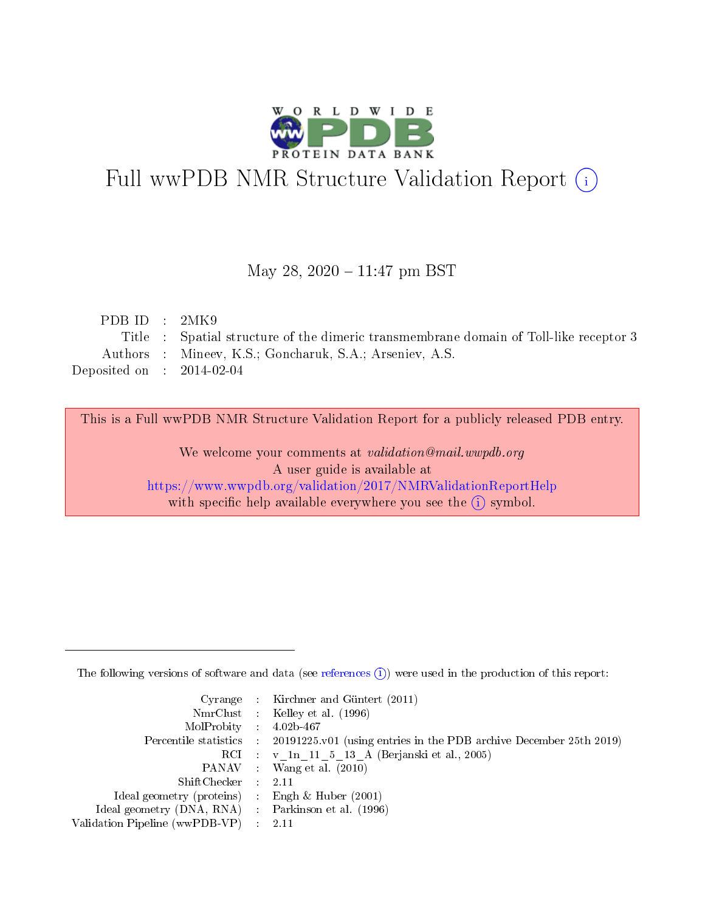# Full wwPDB NMR Structure Validation Report (i)

May 28, 2020 – 11:47 pm BST

| | | |
|---|---|---|
| PDB ID | : | 2MK9 |
| Title | : | Spatial structure of the dimeric transmembrane domain of Toll-like receptor 3 |
| Authors | : | Mineev, K.S.; Goncharuk, S.A.; Arseniev, A.S. |
| Deposited on | : | 2014-02-04 |

This is a Full wwPDB NMR Structure Validation Report for a publicly released PDB entry.

We welcome your comments at *validation@mail.wwpdb.org*
A user guide is available at
https://www.wwpdb.org/validation/2017/NMRValidationReportHelp
with specific help available everywhere you see the (i) symbol.

---

The following versions of software and data (see references (i)) were used in the production of this report:

| | | |
|---|---|---|
| Cyrange | : | Kirchner and Güntert (2011) |
| NmrClust | : | Kelley et al. (1996) |
| MolProbity | : | 4.02b-467 |
| Percentile statistics | : | 20191225.v01 (using entries in the PDB archive December 25th 2019) |
| RCI | : | v_1n_11_5_13_A (Berjanski et al., 2005) |
| PANAV | : | Wang et al. (2010) |
| ShiftChecker | : | 2.11 |
| Ideal geometry (proteins) | : | Engh & Huber (2001) |
| Ideal geometry (DNA, RNA) | : | Parkinson et al. (1996) |
| Validation Pipeline (wwPDB-VP) | : | 2.11 |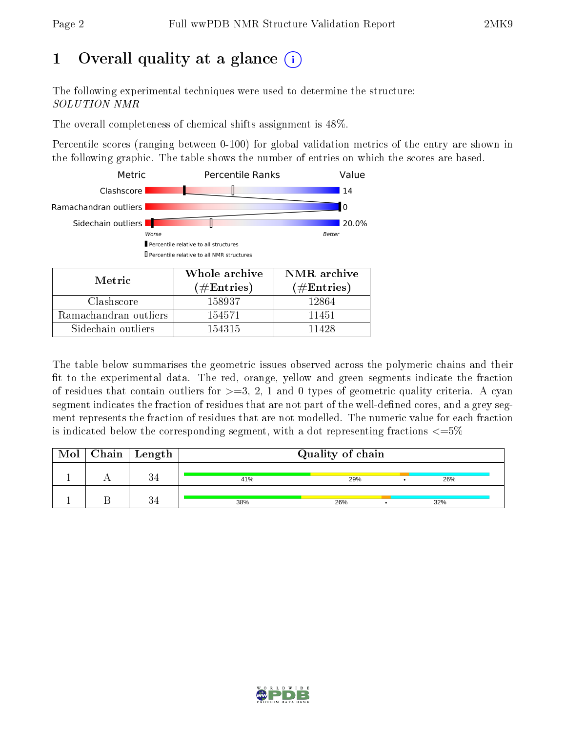# 1 Overall quality at a glance (i)

The following experimental techniques were used to determine the structure:
*SOLUTION NMR*

The overall completeness of chemical shifts assignment is 48%.

Percentile scores (ranging between 0-100) for global validation metrics of the entry are shown in the following graphic. The table shows the number of entries on which the scores are based.

| Metric | Value |
|---|---|
| Clashscore | 14 |
| Ramachandran outliers | 0 |
| Sidechain outliers | 20.0% |

Worse — Better

▮ Percentile relative to all structures
▯ Percentile relative to all NMR structures

| Metric | Whole archive (#Entries) | NMR archive (#Entries) |
|---|---|---|
| Clashscore | 158937 | 12864 |
| Ramachandran outliers | 154571 | 11451 |
| Sidechain outliers | 154315 | 11428 |

The table below summarises the geometric issues observed across the polymeric chains and their fit to the experimental data. The red, orange, yellow and green segments indicate the fraction of residues that contain outliers for >=3, 2, 1 and 0 types of geometric quality criteria. A cyan segment indicates the fraction of residues that are not part of the well-defined cores, and a grey segment represents the fraction of residues that are not modelled. The numeric value for each fraction is indicated below the corresponding segment, with a dot representing fractions <=5%

| Mol | Chain | Length | Quality of chain |
|---|---|---|---|
| 1 | A | 34 | 41% · 29% · • · 26% |
| 1 | B | 34 | 38% · 26% · • · 32% |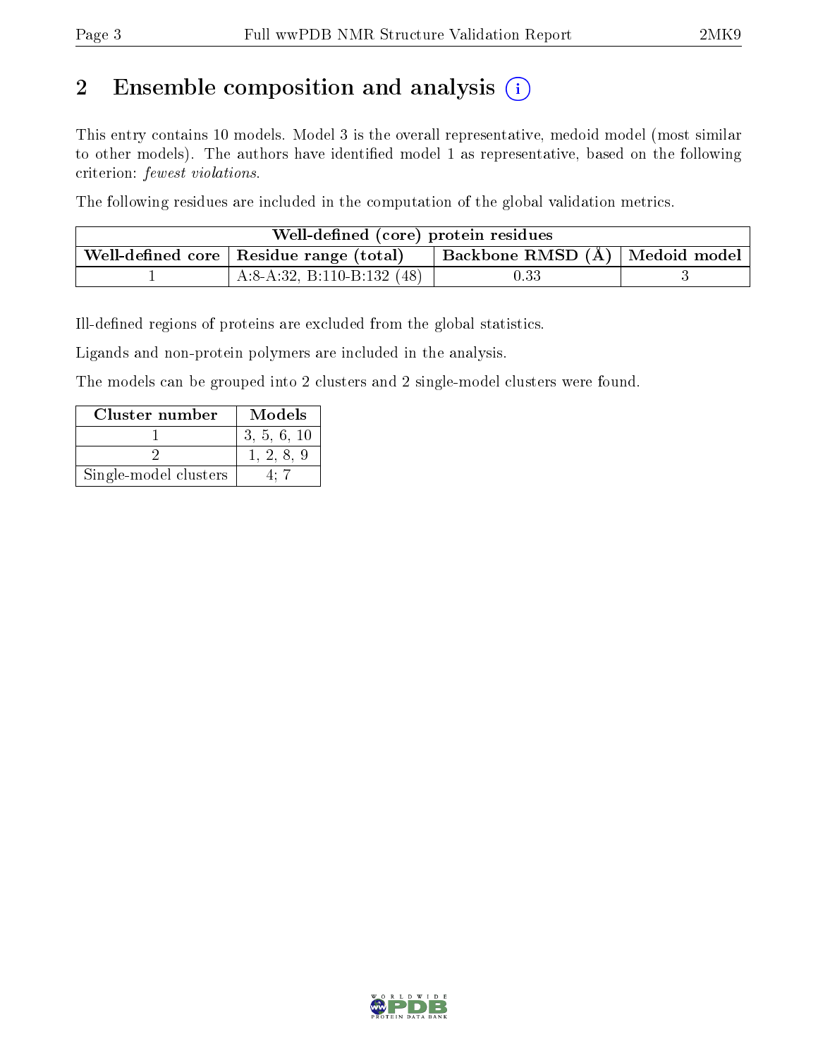## 2 Ensemble composition and analysis

This entry contains 10 models. Model 3 is the overall representative, medoid model (most similar to other models). The authors have identified model 1 as representative, based on the following criterion: *fewest violations*.

The following residues are included in the computation of the global validation metrics.

| Well-defined (core) protein residues | | | |
|---|---|---|---|
| Well-defined core | Residue range (total) | Backbone RMSD (Å) | Medoid model |
| 1 | A:8-A:32, B:110-B:132 (48) | 0.33 | 3 |

Ill-defined regions of proteins are excluded from the global statistics.

Ligands and non-protein polymers are included in the analysis.

The models can be grouped into 2 clusters and 2 single-model clusters were found.

| Cluster number | Models |
|---|---|
| 1 | 3, 5, 6, 10 |
| 2 | 1, 2, 8, 9 |
| Single-model clusters | 4; 7 |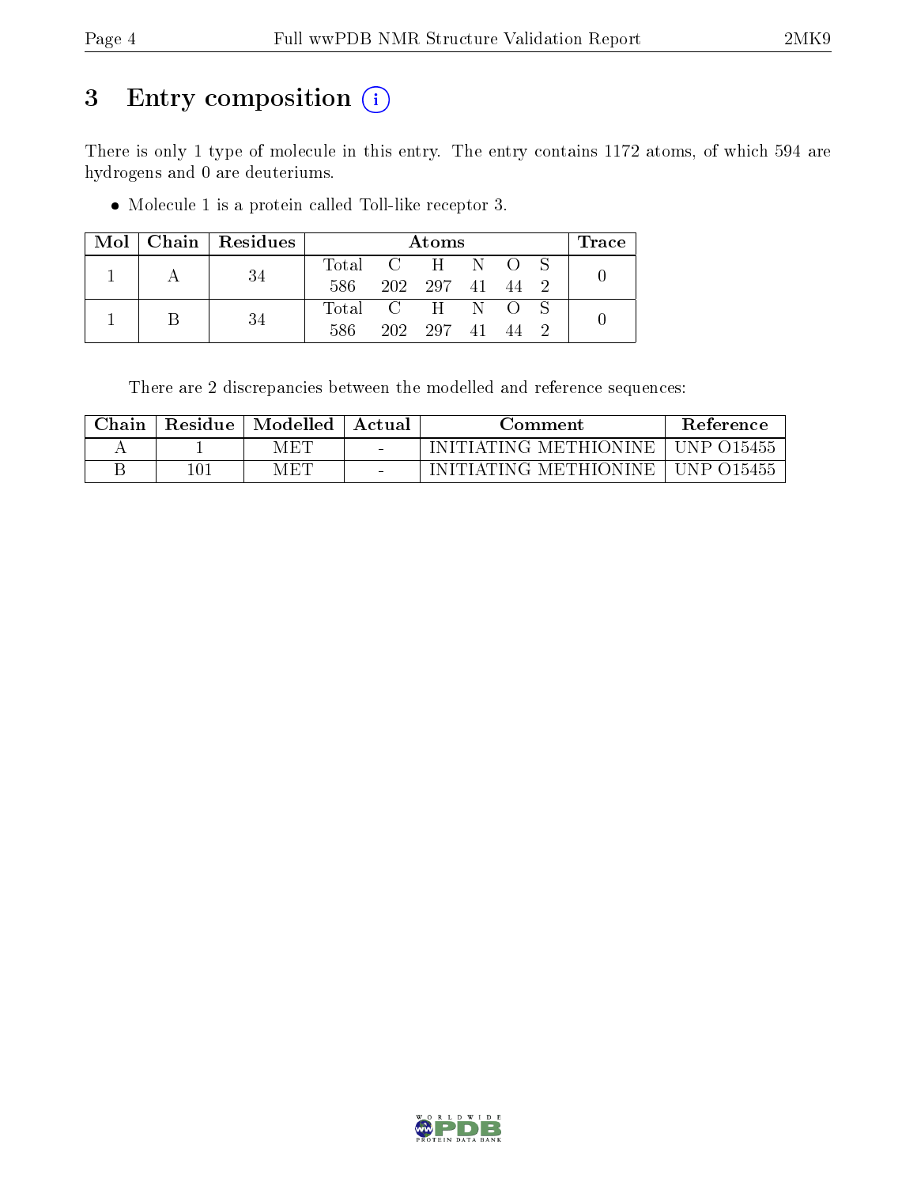# 3 Entry composition

There is only 1 type of molecule in this entry. The entry contains 1172 atoms, of which 594 are hydrogens and 0 are deuteriums.

- Molecule 1 is a protein called Toll-like receptor 3.

| Mol | Chain | Residues | Atoms | | | | | | Trace |
|---|---|---|---|---|---|---|---|---|---|
| | | | Total | C | H | N | O | S | |
| 1 | A | 34 | 586 | 202 | 297 | 41 | 44 | 2 | 0 |
| 1 | B | 34 | 586 | 202 | 297 | 41 | 44 | 2 | 0 |

There are 2 discrepancies between the modelled and reference sequences:

| Chain | Residue | Modelled | Actual | Comment | Reference |
|---|---|---|---|---|---|
| A | 1 | MET | - | INITIATING METHIONINE | UNP O15455 |
| B | 101 | MET | - | INITIATING METHIONINE | UNP O15455 |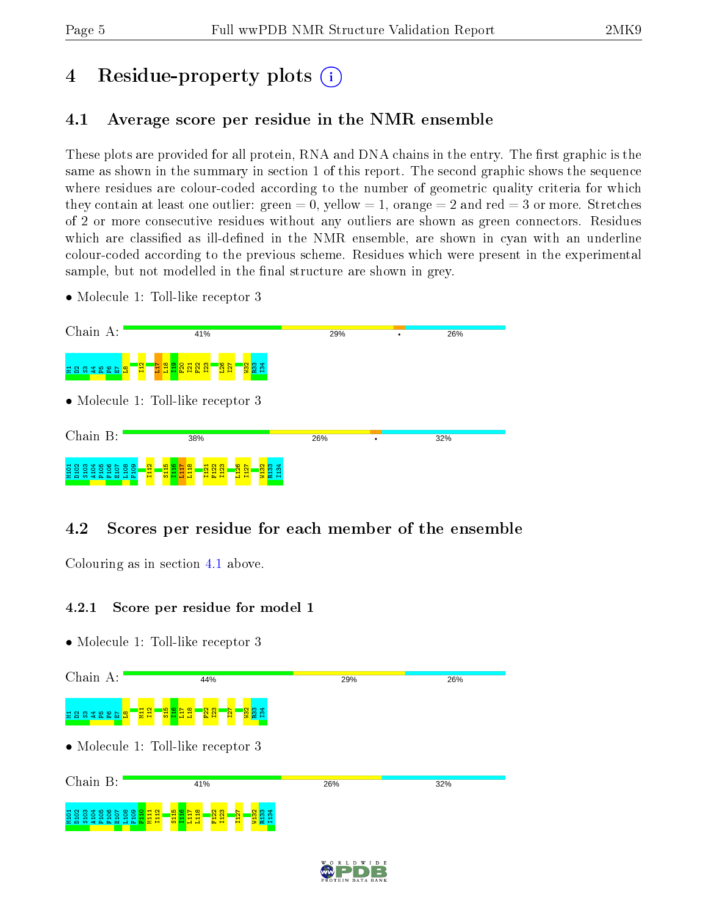# 4 Residue-property plots

## 4.1 Average score per residue in the NMR ensemble

These plots are provided for all protein, RNA and DNA chains in the entry. The first graphic is the same as shown in the summary in section 1 of this report. The second graphic shows the sequence where residues are colour-coded according to the number of geometric quality criteria for which they contain at least one outlier: green = 0, yellow = 1, orange = 2 and red = 3 or more. Stretches of 2 or more consecutive residues without any outliers are shown as green connectors. Residues which are classified as ill-defined in the NMR ensemble, are shown in cyan with an underline colour-coded according to the previous scheme. Residues which were present in the experimental sample, but not modelled in the final structure are shown in grey.

- Molecule 1: Toll-like receptor 3

Chain A: 41% 29% • 26%

M1 D2 S3 A4 P5 F6 E7 L8 I12 L17 L18 I19 F20 I21 F22 I23 L26 I27 W32 R33 I34

- Molecule 1: Toll-like receptor 3

Chain B: 38% 26% • 32%

M101 D102 S103 A104 P105 F106 E107 L108 F109 I112 S115 I116 L117 L118 I121 F122 I123 L126 I127 W132 R133 I134

## 4.2 Scores per residue for each member of the ensemble

Colouring as in section 4.1 above.

### 4.2.1 Score per residue for model 1

- Molecule 1: Toll-like receptor 3

Chain A: 44% 29% 26%

M1 D2 S3 A4 P5 F6 E7 L8 M11 I12 S15 I16 L17 L18 F22 I23 I27 W32 R33 I34

- Molecule 1: Toll-like receptor 3

Chain B: 41% 26% 32%

M101 D102 S103 A104 P105 F106 E107 L108 F109 F110 M111 I112 S115 I116 L117 L118 F122 I123 I127 W132 R133 I134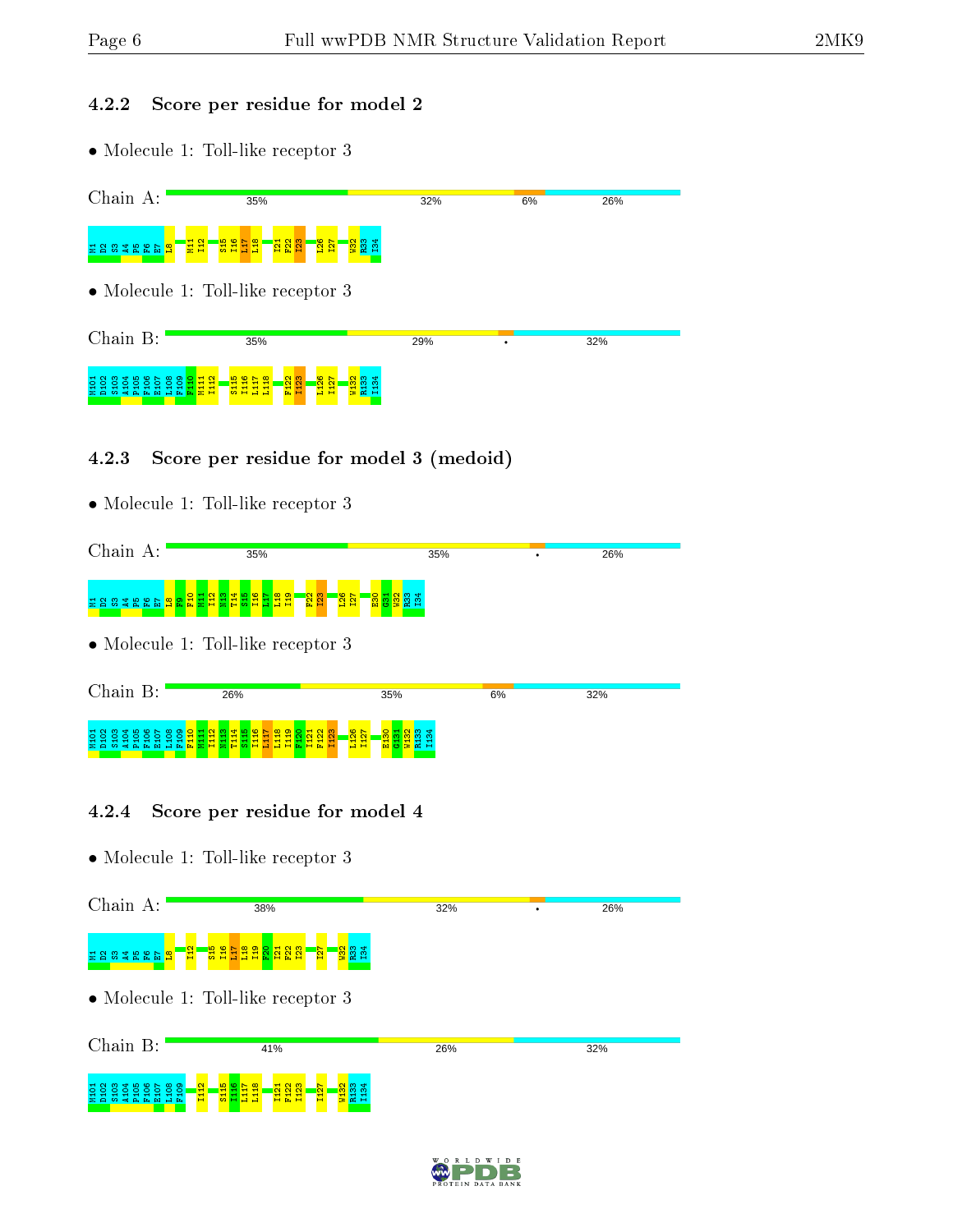### 4.2.2 Score per residue for model 2

- Molecule 1: Toll-like receptor 3

Chain A: 35% | 32% | 6% | 26%

M1 D2 S3 A4 P5 F6 E7 L8 M11 I12 S15 I16 L17 L18 I21 F22 I23 L26 I27 W32 R33 I34

- Molecule 1: Toll-like receptor 3

Chain B: 35% | 29% | • | 32%

M101 D102 S103 A104 P105 F106 E107 L108 F109 F110 M111 I112 S115 I116 L117 L118 F122 I123 L126 I127 W132 R133 I134

### 4.2.3 Score per residue for model 3 (medoid)

- Molecule 1: Toll-like receptor 3

Chain A: 35% | 35% | • | 26%

M1 D2 S3 A4 P5 F6 E7 L8 F9 F10 M11 I12 N13 T14 S15 I16 L17 L18 I19 F22 I23 L26 I27 E30 G31 W32 R33 I34

- Molecule 1: Toll-like receptor 3

Chain B: 26% | 35% | 6% | 32%

M101 D102 S103 A104 P105 F106 E107 L108 F109 F110 M111 I112 N113 T114 S115 I116 L117 L118 I119 F120 I121 F122 I123 L126 I127 E130 G131 W132 R133 I134

### 4.2.4 Score per residue for model 4

- Molecule 1: Toll-like receptor 3

Chain A: 38% | 32% | • | 26%

M1 D2 S3 A4 P5 F6 E7 L8 I12 S15 I16 L17 L18 I19 F20 I21 F22 I23 I27 W32 R33 I34

- Molecule 1: Toll-like receptor 3

Chain B: 41% | 26% | 32%

M101 D102 S103 A104 P105 F106 E107 L108 F109 I112 S115 I116 L117 L118 I121 F122 I123 I127 W132 R133 I134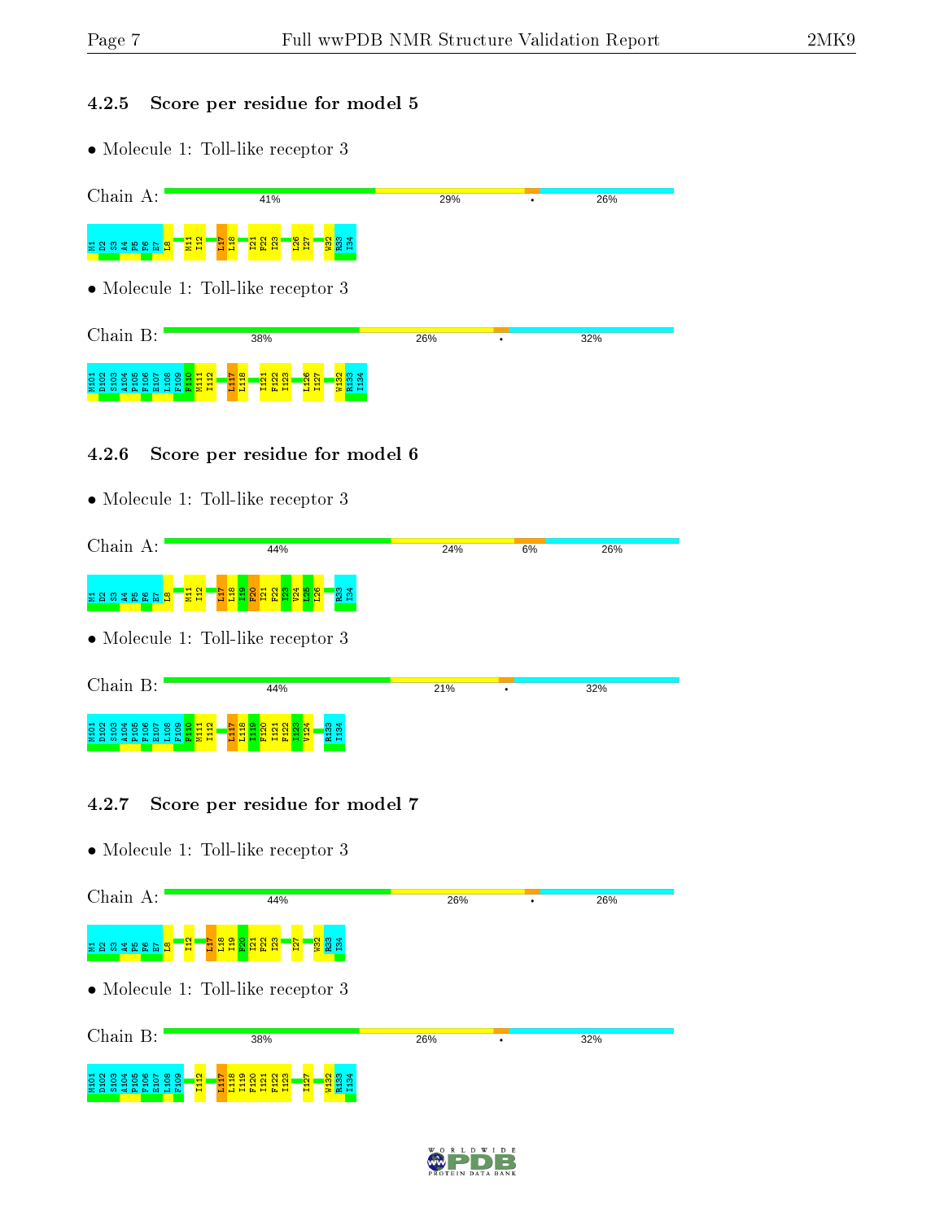### 4.2.5 Score per residue for model 5

- Molecule 1: Toll-like receptor 3

Chain A: 41% 29% • 26%

M1 D2 S3 A4 P5 F6 E7 L8 M11 I12 L17 L18 I21 F22 I23 L26 I27 W32 R33 I34

- Molecule 1: Toll-like receptor 3

Chain B: 38% 26% • 32%

M101 D102 S103 A104 P105 F106 E107 L108 F109 F110 M111 I112 L117 L118 I121 F122 I123 L126 I127 W132 R133 I134

### 4.2.6 Score per residue for model 6

- Molecule 1: Toll-like receptor 3

Chain A: 44% 24% 6% 26%

M1 D2 S3 A4 P5 F6 E7 L8 M11 I12 L17 L18 I19 F20 I21 F22 I23 V24 L25 L26 R33 I34

- Molecule 1: Toll-like receptor 3

Chain B: 44% 21% • 32%

M101 D102 S103 A104 P105 F106 E107 L108 F109 F110 M111 I112 L117 L118 I119 F120 I121 F122 I123 V124 R133 I134

### 4.2.7 Score per residue for model 7

- Molecule 1: Toll-like receptor 3

Chain A: 44% 26% • 26%

M1 D2 S3 A4 P5 F6 E7 L8 I12 L17 L18 I19 F20 I21 F22 I23 I27 W32 R33 I34

- Molecule 1: Toll-like receptor 3

Chain B: 38% 26% • 32%

M101 D102 S103 A104 P105 F106 E107 L108 F109 I112 L117 L118 I119 F120 I121 F122 I123 I127 W132 R133 I134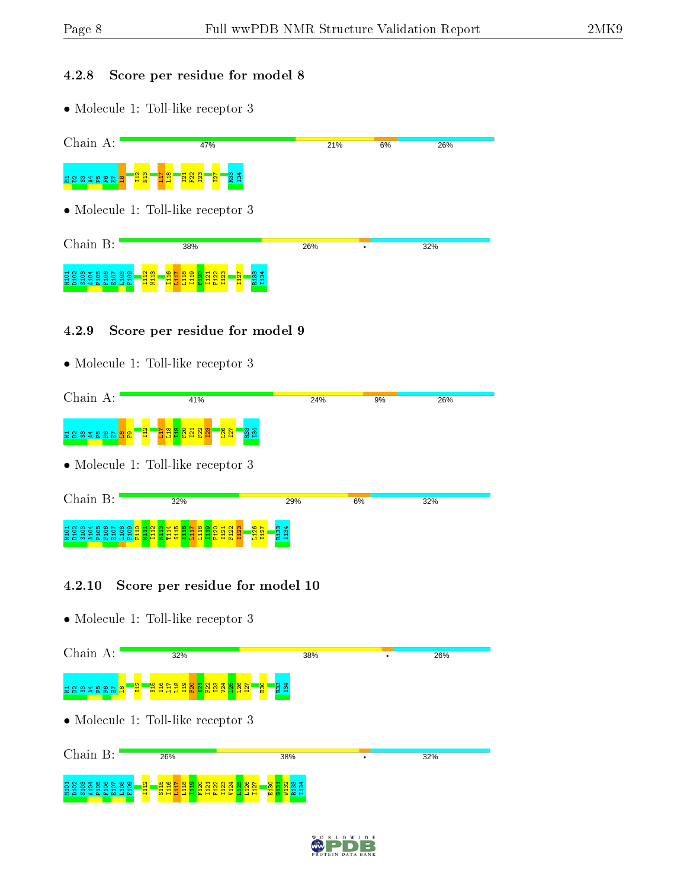### 4.2.8 Score per residue for model 8

- Molecule 1: Toll-like receptor 3

Chain A: 47% 21% 6% 26%

M1 D2 S3 A4 P5 F6 E7 L8 I12 N13 L17 L18 I21 F22 I23 I27 R33 I34

- Molecule 1: Toll-like receptor 3

Chain B: 38% 26% • 32%

M101 D102 S103 A104 P105 F106 E107 L108 F109 I112 N113 I116 L117 L118 I119 F120 I121 F122 I123 I127 R133 I134

### 4.2.9 Score per residue for model 9

- Molecule 1: Toll-like receptor 3

Chain A: 41% 24% 9% 26%

M1 D2 S3 A4 P5 F6 E7 L8 F9 I12 L17 L18 I19 F20 I21 F22 I23 L26 I27 R33 I34

- Molecule 1: Toll-like receptor 3

Chain B: 32% 29% 6% 32%

M101 D102 S103 A104 P105 F106 E107 L108 F109 F110 M111 I112 N113 T114 S115 I116 L117 L118 I119 F120 I121 F122 I123 L126 I127 R133 I134

### 4.2.10 Score per residue for model 10

- Molecule 1: Toll-like receptor 3

Chain A: 32% 38% • 26%

M1 D2 S3 A4 P5 F6 E7 L8 I12 S15 I16 L17 L18 I19 F20 I21 F22 I23 V24 L25 L26 I27 E30 R33 I34

- Molecule 1: Toll-like receptor 3

Chain B: 26% 38% • 32%

M101 D102 S103 A104 P105 F106 E107 L108 F109 I112 S115 I116 L117 L118 I119 F120 I121 F122 I123 V124 L125 L126 I127 E130 G131 W132 R133 I134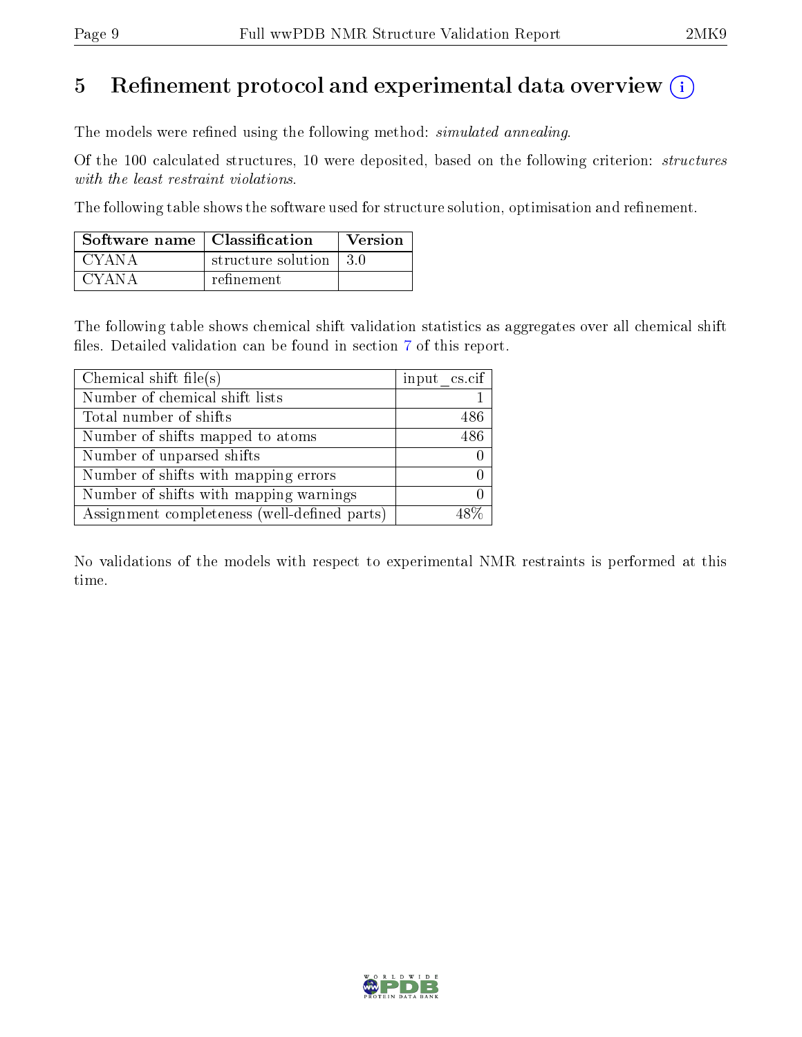# 5 Refinement protocol and experimental data overview

The models were refined using the following method: *simulated annealing*.

Of the 100 calculated structures, 10 were deposited, based on the following criterion: *structures with the least restraint violations*.

The following table shows the software used for structure solution, optimisation and refinement.

| Software name | Classification | Version |
|---|---|---|
| CYANA | structure solution | 3.0 |
| CYANA | refinement | |

The following table shows chemical shift validation statistics as aggregates over all chemical shift files. Detailed validation can be found in section 7 of this report.

| Chemical shift file(s) | input_cs.cif |
|---|---|
| Number of chemical shift lists | 1 |
| Total number of shifts | 486 |
| Number of shifts mapped to atoms | 486 |
| Number of unparsed shifts | 0 |
| Number of shifts with mapping errors | 0 |
| Number of shifts with mapping warnings | 0 |
| Assignment completeness (well-defined parts) | 48% |

No validations of the models with respect to experimental NMR restraints is performed at this time.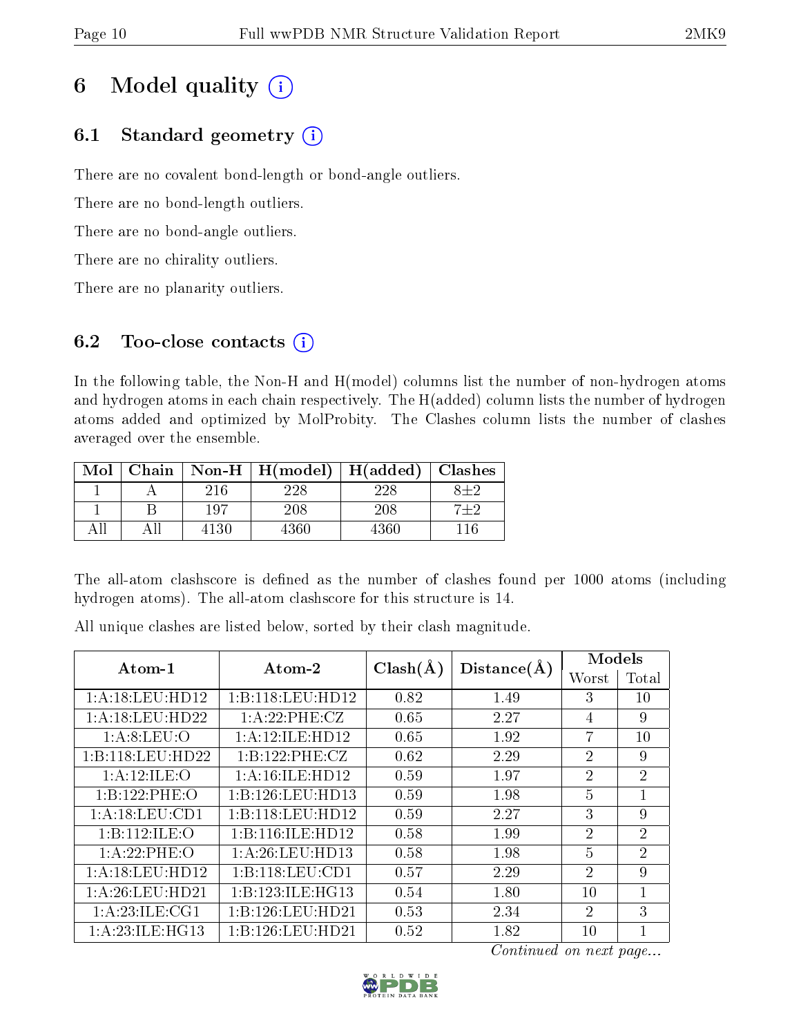# 6 Model quality (i)

## 6.1 Standard geometry (i)

There are no covalent bond-length or bond-angle outliers.

There are no bond-length outliers.

There are no bond-angle outliers.

There are no chirality outliers.

There are no planarity outliers.

## 6.2 Too-close contacts (i)

In the following table, the Non-H and H(model) columns list the number of non-hydrogen atoms and hydrogen atoms in each chain respectively. The H(added) column lists the number of hydrogen atoms added and optimized by MolProbity. The Clashes column lists the number of clashes averaged over the ensemble.

| Mol | Chain | Non-H | H(model) | H(added) | Clashes |
|---|---|---|---|---|---|
| 1 | A | 216 | 228 | 228 | 8±2 |
| 1 | B | 197 | 208 | 208 | 7±2 |
| All | All | 4130 | 4360 | 4360 | 116 |

The all-atom clashscore is defined as the number of clashes found per 1000 atoms (including hydrogen atoms). The all-atom clashscore for this structure is 14.

All unique clashes are listed below, sorted by their clash magnitude.

| Atom-1 | Atom-2 | Clash(Å) | Distance(Å) | Models | |
|---|---|---|---|---|---|
| | | | | Worst | Total |
| 1:A:18:LEU:HD12 | 1:B:118:LEU:HD12 | 0.82 | 1.49 | 3 | 10 |
| 1:A:18:LEU:HD22 | 1:A:22:PHE:CZ | 0.65 | 2.27 | 4 | 9 |
| 1:A:8:LEU:O | 1:A:12:ILE:HD12 | 0.65 | 1.92 | 7 | 10 |
| 1:B:118:LEU:HD22 | 1:B:122:PHE:CZ | 0.62 | 2.29 | 2 | 9 |
| 1:A:12:ILE:O | 1:A:16:ILE:HD12 | 0.59 | 1.97 | 2 | 2 |
| 1:B:122:PHE:O | 1:B:126:LEU:HD13 | 0.59 | 1.98 | 5 | 1 |
| 1:A:18:LEU:CD1 | 1:B:118:LEU:HD12 | 0.59 | 2.27 | 3 | 9 |
| 1:B:112:ILE:O | 1:B:116:ILE:HD12 | 0.58 | 1.99 | 2 | 2 |
| 1:A:22:PHE:O | 1:A:26:LEU:HD13 | 0.58 | 1.98 | 5 | 2 |
| 1:A:18:LEU:HD12 | 1:B:118:LEU:CD1 | 0.57 | 2.29 | 2 | 9 |
| 1:A:26:LEU:HD21 | 1:B:123:ILE:HG13 | 0.54 | 1.80 | 10 | 1 |
| 1:A:23:ILE:CG1 | 1:B:126:LEU:HD21 | 0.53 | 2.34 | 2 | 3 |
| 1:A:23:ILE:HG13 | 1:B:126:LEU:HD21 | 0.52 | 1.82 | 10 | 1 |

*Continued on next page...*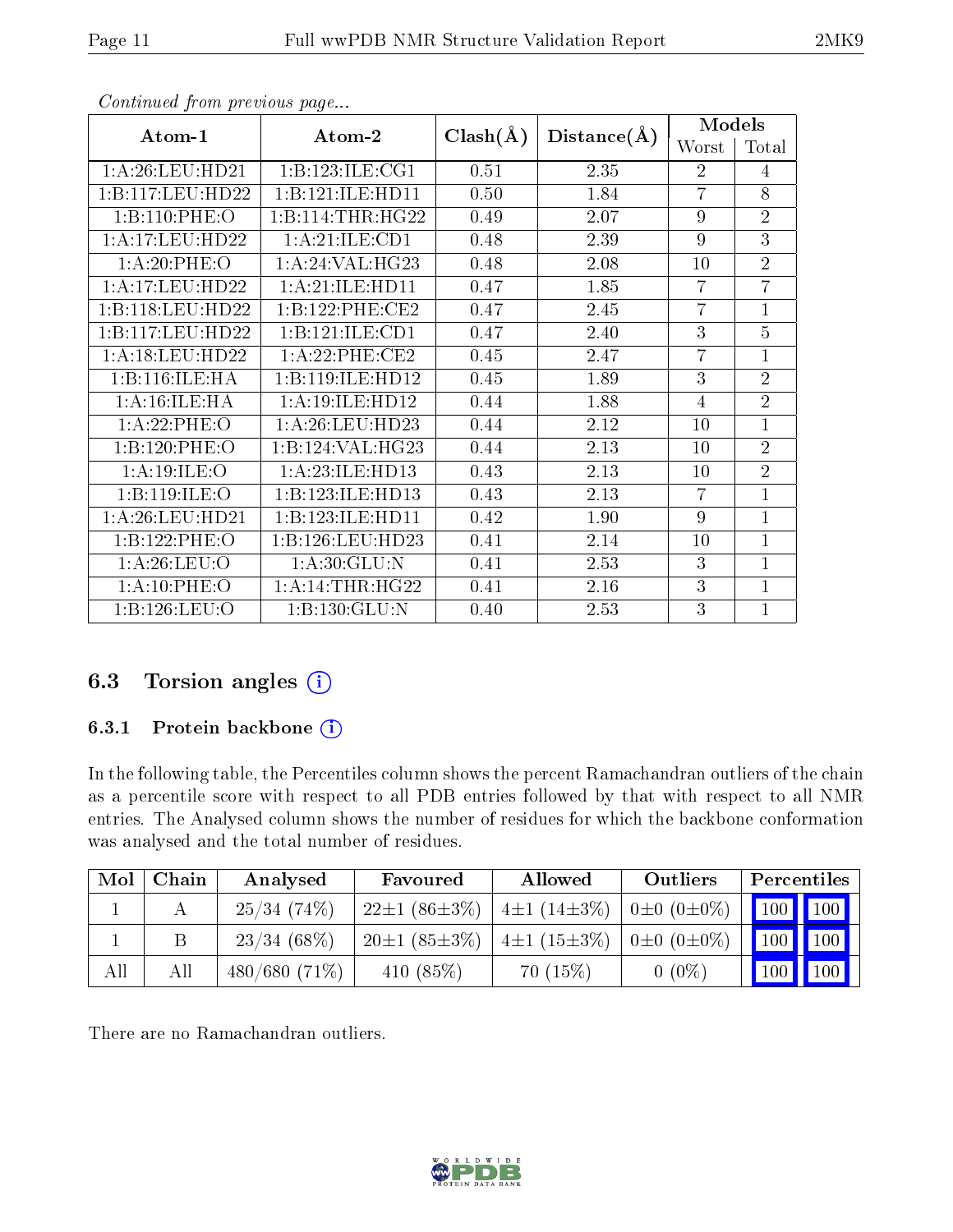*Continued from previous page...*

| Atom-1 | Atom-2 | Clash(Å) | Distance(Å) | Models | |
|---|---|---|---|---|---|
| | | | | Worst | Total |
| 1:A:26:LEU:HD21 | 1:B:123:ILE:CG1 | 0.51 | 2.35 | 2 | 4 |
| 1:B:117:LEU:HD22 | 1:B:121:ILE:HD11 | 0.50 | 1.84 | 7 | 8 |
| 1:B:110:PHE:O | 1:B:114:THR:HG22 | 0.49 | 2.07 | 9 | 2 |
| 1:A:17:LEU:HD22 | 1:A:21:ILE:CD1 | 0.48 | 2.39 | 9 | 3 |
| 1:A:20:PHE:O | 1:A:24:VAL:HG23 | 0.48 | 2.08 | 10 | 2 |
| 1:A:17:LEU:HD22 | 1:A:21:ILE:HD11 | 0.47 | 1.85 | 7 | 7 |
| 1:B:118:LEU:HD22 | 1:B:122:PHE:CE2 | 0.47 | 2.45 | 7 | 1 |
| 1:B:117:LEU:HD22 | 1:B:121:ILE:CD1 | 0.47 | 2.40 | 3 | 5 |
| 1:A:18:LEU:HD22 | 1:A:22:PHE:CE2 | 0.45 | 2.47 | 7 | 1 |
| 1:B:116:ILE:HA | 1:B:119:ILE:HD12 | 0.45 | 1.89 | 3 | 2 |
| 1:A:16:ILE:HA | 1:A:19:ILE:HD12 | 0.44 | 1.88 | 4 | 2 |
| 1:A:22:PHE:O | 1:A:26:LEU:HD23 | 0.44 | 2.12 | 10 | 1 |
| 1:B:120:PHE:O | 1:B:124:VAL:HG23 | 0.44 | 2.13 | 10 | 2 |
| 1:A:19:ILE:O | 1:A:23:ILE:HD13 | 0.43 | 2.13 | 10 | 2 |
| 1:B:119:ILE:O | 1:B:123:ILE:HD13 | 0.43 | 2.13 | 7 | 1 |
| 1:A:26:LEU:HD21 | 1:B:123:ILE:HD11 | 0.42 | 1.90 | 9 | 1 |
| 1:B:122:PHE:O | 1:B:126:LEU:HD23 | 0.41 | 2.14 | 10 | 1 |
| 1:A:26:LEU:O | 1:A:30:GLU:N | 0.41 | 2.53 | 3 | 1 |
| 1:A:10:PHE:O | 1:A:14:THR:HG22 | 0.41 | 2.16 | 3 | 1 |
| 1:B:126:LEU:O | 1:B:130:GLU:N | 0.40 | 2.53 | 3 | 1 |

## 6.3 Torsion angles

### 6.3.1 Protein backbone

In the following table, the Percentiles column shows the percent Ramachandran outliers of the chain as a percentile score with respect to all PDB entries followed by that with respect to all NMR entries. The Analysed column shows the number of residues for which the backbone conformation was analysed and the total number of residues.

| Mol | Chain | Analysed | Favoured | Allowed | Outliers | Percentiles | |
|---|---|---|---|---|---|---|---|
| 1 | A | 25/34 (74%) | 22±1 (86±3%) | 4±1 (14±3%) | 0±0 (0±0%) | 100 | 100 |
| 1 | B | 23/34 (68%) | 20±1 (85±3%) | 4±1 (15±3%) | 0±0 (0±0%) | 100 | 100 |
| All | All | 480/680 (71%) | 410 (85%) | 70 (15%) | 0 (0%) | 100 | 100 |

There are no Ramachandran outliers.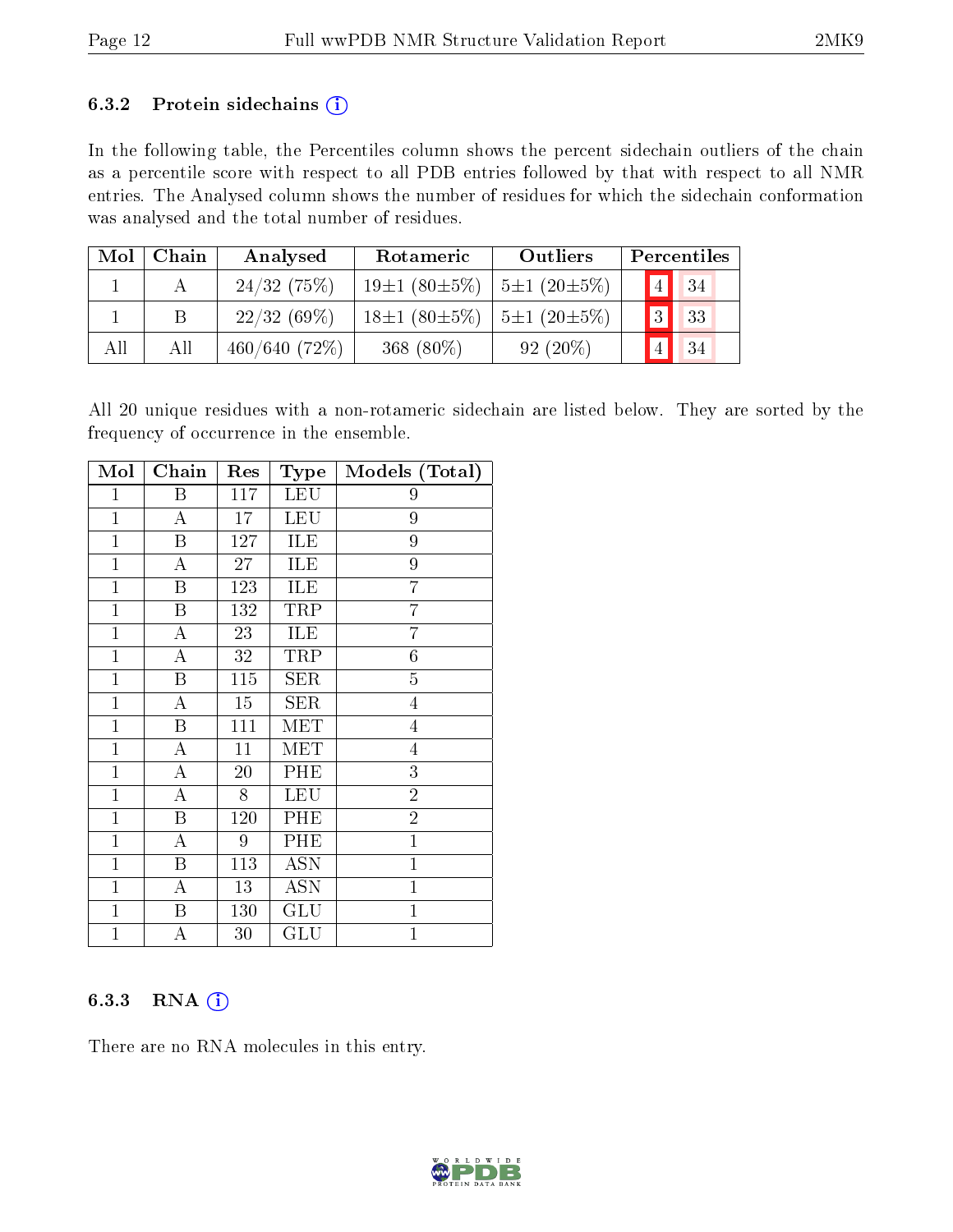### 6.3.2 Protein sidechains (i)

In the following table, the Percentiles column shows the percent sidechain outliers of the chain as a percentile score with respect to all PDB entries followed by that with respect to all NMR entries. The Analysed column shows the number of residues for which the sidechain conformation was analysed and the total number of residues.

| Mol | Chain | Analysed | Rotameric | Outliers | Percentiles | |
|---|---|---|---|---|---|---|
| 1 | A | 24/32 (75%) | 19±1 (80±5%) | 5±1 (20±5%) | 4 | 34 |
| 1 | B | 22/32 (69%) | 18±1 (80±5%) | 5±1 (20±5%) | 3 | 33 |
| All | All | 460/640 (72%) | 368 (80%) | 92 (20%) | 4 | 34 |

All 20 unique residues with a non-rotameric sidechain are listed below. They are sorted by the frequency of occurrence in the ensemble.

| Mol | Chain | Res | Type | Models (Total) |
|---|---|---|---|---|
| 1 | B | 117 | LEU | 9 |
| 1 | A | 17 | LEU | 9 |
| 1 | B | 127 | ILE | 9 |
| 1 | A | 27 | ILE | 9 |
| 1 | B | 123 | ILE | 7 |
| 1 | B | 132 | TRP | 7 |
| 1 | A | 23 | ILE | 7 |
| 1 | A | 32 | TRP | 6 |
| 1 | B | 115 | SER | 5 |
| 1 | A | 15 | SER | 4 |
| 1 | B | 111 | MET | 4 |
| 1 | A | 11 | MET | 4 |
| 1 | A | 20 | PHE | 3 |
| 1 | A | 8 | LEU | 2 |
| 1 | B | 120 | PHE | 2 |
| 1 | A | 9 | PHE | 1 |
| 1 | B | 113 | ASN | 1 |
| 1 | A | 13 | ASN | 1 |
| 1 | B | 130 | GLU | 1 |
| 1 | A | 30 | GLU | 1 |

### 6.3.3 RNA (i)

There are no RNA molecules in this entry.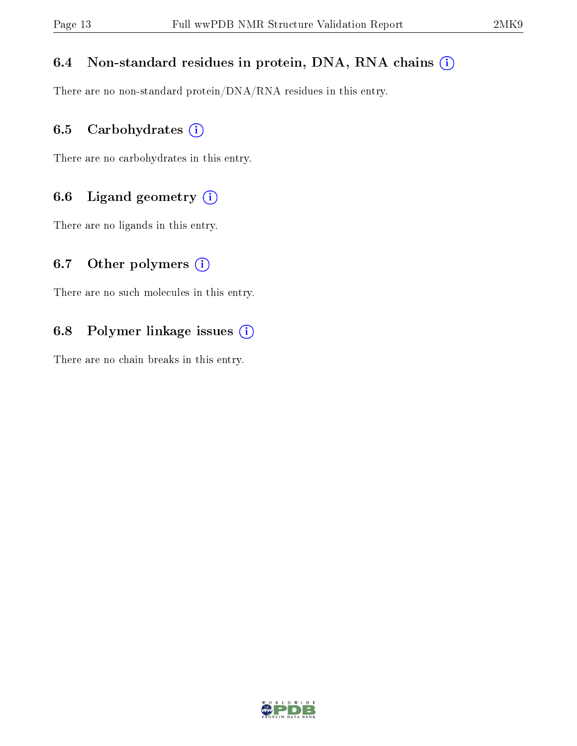### 6.4 Non-standard residues in protein, DNA, RNA chains (i)

There are no non-standard protein/DNA/RNA residues in this entry.

### 6.5 Carbohydrates (i)

There are no carbohydrates in this entry.

### 6.6 Ligand geometry (i)

There are no ligands in this entry.

### 6.7 Other polymers (i)

There are no such molecules in this entry.

### 6.8 Polymer linkage issues (i)

There are no chain breaks in this entry.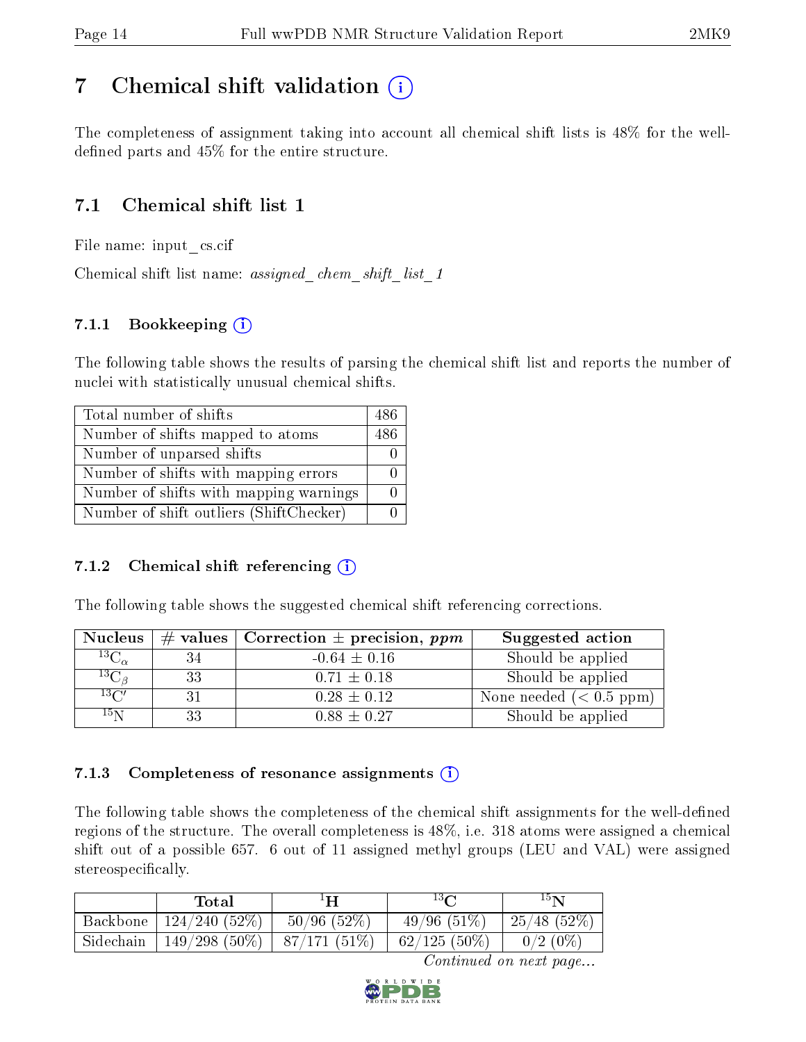# 7 Chemical shift validation (i)

The completeness of assignment taking into account all chemical shift lists is 48% for the well-defined parts and 45% for the entire structure.

## 7.1 Chemical shift list 1

File name: input_cs.cif

Chemical shift list name: *assigned_chem_shift_list_1*

### 7.1.1 Bookkeeping (i)

The following table shows the results of parsing the chemical shift list and reports the number of nuclei with statistically unusual chemical shifts.

| | |
|---|---|
| Total number of shifts | 486 |
| Number of shifts mapped to atoms | 486 |
| Number of unparsed shifts | 0 |
| Number of shifts with mapping errors | 0 |
| Number of shifts with mapping warnings | 0 |
| Number of shift outliers (ShiftChecker) | 0 |

### 7.1.2 Chemical shift referencing (i)

The following table shows the suggested chemical shift referencing corrections.

| Nucleus | # values | Correction ± precision, *ppm* | Suggested action |
|---|---|---|---|
| $^{13}C_{\alpha}$ | 34 | -0.64 ± 0.16 | Should be applied |
| $^{13}C_{\beta}$ | 33 | 0.71 ± 0.18 | Should be applied |
| $^{13}C'$ | 31 | 0.28 ± 0.12 | None needed (< 0.5 ppm) |
| $^{15}N$ | 33 | 0.88 ± 0.27 | Should be applied |

### 7.1.3 Completeness of resonance assignments (i)

The following table shows the completeness of the chemical shift assignments for the well-defined regions of the structure. The overall completeness is 48%, i.e. 318 atoms were assigned a chemical shift out of a possible 657. 6 out of 11 assigned methyl groups (LEU and VAL) were assigned stereospecifically.

| | Total | $^{1}H$ | $^{13}C$ | $^{15}N$ |
|---|---|---|---|---|
| Backbone | 124/240 (52%) | 50/96 (52%) | 49/96 (51%) | 25/48 (52%) |
| Sidechain | 149/298 (50%) | 87/171 (51%) | 62/125 (50%) | 0/2 (0%) |

*Continued on next page...*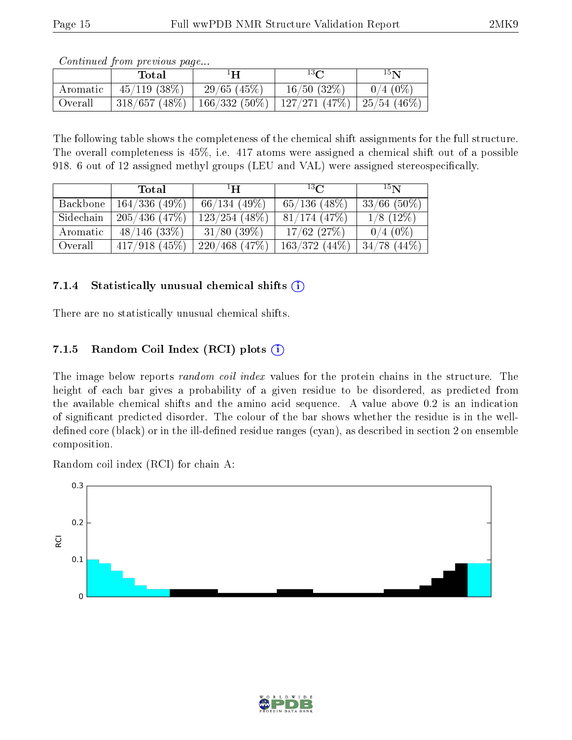*Continued from previous page...*

| | Total | $^{1}$H | $^{13}$C | $^{15}$N |
|---|---|---|---|---|
| Aromatic | 45/119 (38%) | 29/65 (45%) | 16/50 (32%) | 0/4 (0%) |
| Overall | 318/657 (48%) | 166/332 (50%) | 127/271 (47%) | 25/54 (46%) |

The following table shows the completeness of the chemical shift assignments for the full structure. The overall completeness is 45%, i.e. 417 atoms were assigned a chemical shift out of a possible 918. 6 out of 12 assigned methyl groups (LEU and VAL) were assigned stereospecifically.

| | Total | $^{1}$H | $^{13}$C | $^{15}$N |
|---|---|---|---|---|
| Backbone | 164/336 (49%) | 66/134 (49%) | 65/136 (48%) | 33/66 (50%) |
| Sidechain | 205/436 (47%) | 123/254 (48%) | 81/174 (47%) | 1/8 (12%) |
| Aromatic | 48/146 (33%) | 31/80 (39%) | 17/62 (27%) | 0/4 (0%) |
| Overall | 417/918 (45%) | 220/468 (47%) | 163/372 (44%) | 34/78 (44%) |

#### 7.1.4 Statistically unusual chemical shifts (i)

There are no statistically unusual chemical shifts.

#### 7.1.5 Random Coil Index (RCI) plots (i)

The image below reports *random coil index* values for the protein chains in the structure. The height of each bar gives a probability of a given residue to be disordered, as predicted from the available chemical shifts and the amino acid sequence. A value above 0.2 is an indication of significant predicted disorder. The colour of the bar shows whether the residue is in the well-defined core (black) or in the ill-defined residue ranges (cyan), as described in section 2 on ensemble composition.

Random coil index (RCI) for chain A:

RCI
0.3
0.2
0.1
0